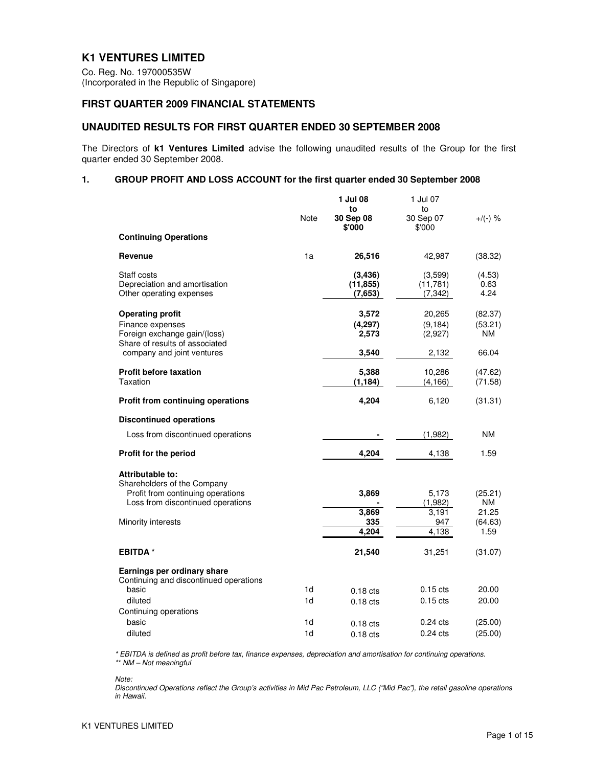# K1 VENTURES LIMITED

Co. Reg. No. 197000535W
(Incorporated in the Republic of Singapore)

## FIRST QUARTER 2009 FINANCIAL STATEMENTS

## UNAUDITED RESULTS FOR FIRST QUARTER ENDED 30 SEPTEMBER 2008

The Directors of **k1 Ventures Limited** advise the following unaudited results of the Group for the first quarter ended 30 September 2008.

### 1. GROUP PROFIT AND LOSS ACCOUNT for the first quarter ended 30 September 2008

| | Note | **1 Jul 08 to 30 Sep 08 $'000** | 1 Jul 07 to 30 Sep 07 $'000 | +/(-) % |
|---|---|---|---|---|
| **Continuing Operations** | | | | |
| **Revenue** | 1a | **26,516** | 42,987 | (38.32) |
| Staff costs | | **(3,436)** | (3,599) | (4.53) |
| Depreciation and amortisation | | **(11,855)** | (11,781) | 0.63 |
| Other operating expenses | | **(7,653)** | (7,342) | 4.24 |
| **Operating profit** | | **3,572** | 20,265 | (82.37) |
| Finance expenses | | **(4,297)** | (9,184) | (53.21) |
| Foreign exchange gain/(loss) | | **2,573** | (2,927) | NM |
| Share of results of associated company and joint ventures | | **3,540** | 2,132 | 66.04 |
| **Profit before taxation** | | **5,388** | 10,286 | (47.62) |
| Taxation | | **(1,184)** | (4,166) | (71.58) |
| **Profit from continuing operations** | | **4,204** | 6,120 | (31.31) |
| **Discontinued operations** | | | | |
| Loss from discontinued operations | | **-** | (1,982) | NM |
| **Profit for the period** | | **4,204** | 4,138 | 1.59 |
| **Attributable to:** | | | | |
| Shareholders of the Company | | | | |
| Profit from continuing operations | | **3,869** | 5,173 | (25.21) |
| Loss from discontinued operations | | **-** | (1,982) | NM |
| | | **3,869** | 3,191 | 21.25 |
| Minority interests | | **335** | 947 | (64.63) |
| | | **4,204** | 4,138 | 1.59 |
| **EBITDA \*** | | **21,540** | 31,251 | (31.07) |
| **Earnings per ordinary share** | | | | |
| Continuing and discontinued operations | | | | |
| basic | 1d | 0.18 cts | 0.15 cts | 20.00 |
| diluted | 1d | 0.18 cts | 0.15 cts | 20.00 |
| Continuing operations | | | | |
| basic | 1d | 0.18 cts | 0.24 cts | (25.00) |
| diluted | 1d | 0.18 cts | 0.24 cts | (25.00) |

*\* EBITDA is defined as profit before tax, finance expenses, depreciation and amortisation for continuing operations.*
*\*\* NM – Not meaningful*

*Note:*
*Discontinued Operations reflect the Group's activities in Mid Pac Petroleum, LLC ("Mid Pac"), the retail gasoline operations in Hawaii.*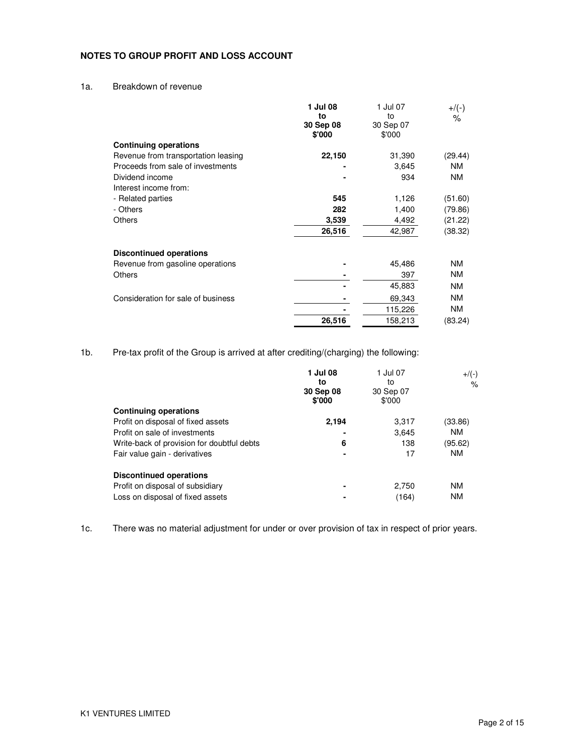**NOTES TO GROUP PROFIT AND LOSS ACCOUNT**

1a. Breakdown of revenue

| | **1 Jul 08 to 30 Sep 08 $'000** | 1 Jul 07 to 30 Sep 07 $'000 | +/(-) % |
|---|---|---|---|
| **Continuing operations** | | | |
| Revenue from transportation leasing | **22,150** | 31,390 | (29.44) |
| Proceeds from sale of investments | **-** | 3,645 | NM |
| Dividend income | **-** | 934 | NM |
| Interest income from: | | | |
| - Related parties | **545** | 1,126 | (51.60) |
| - Others | **282** | 1,400 | (79.86) |
| Others | **3,539** | 4,492 | (21.22) |
| | **26,516** | 42,987 | (38.32) |
| **Discontinued operations** | | | |
| Revenue from gasoline operations | **-** | 45,486 | NM |
| Others | **-** | 397 | NM |
| | **-** | 45,883 | NM |
| Consideration for sale of business | **-** | 69,343 | NM |
| | **-** | 115,226 | NM |
| | **26,516** | 158,213 | (83.24) |

1b. Pre-tax profit of the Group is arrived at after crediting/(charging) the following:

| | **1 Jul 08 to 30 Sep 08 $'000** | 1 Jul 07 to 30 Sep 07 $'000 | +/(-) % |
|---|---|---|---|
| **Continuing operations** | | | |
| Profit on disposal of fixed assets | **2,194** | 3,317 | (33.86) |
| Profit on sale of investments | **-** | 3,645 | NM |
| Write-back of provision for doubtful debts | **6** | 138 | (95.62) |
| Fair value gain - derivatives | **-** | 17 | NM |
| **Discontinued operations** | | | |
| Profit on disposal of subsidiary | **-** | 2,750 | NM |
| Loss on disposal of fixed assets | **-** | (164) | NM |

1c. There was no material adjustment for under or over provision of tax in respect of prior years.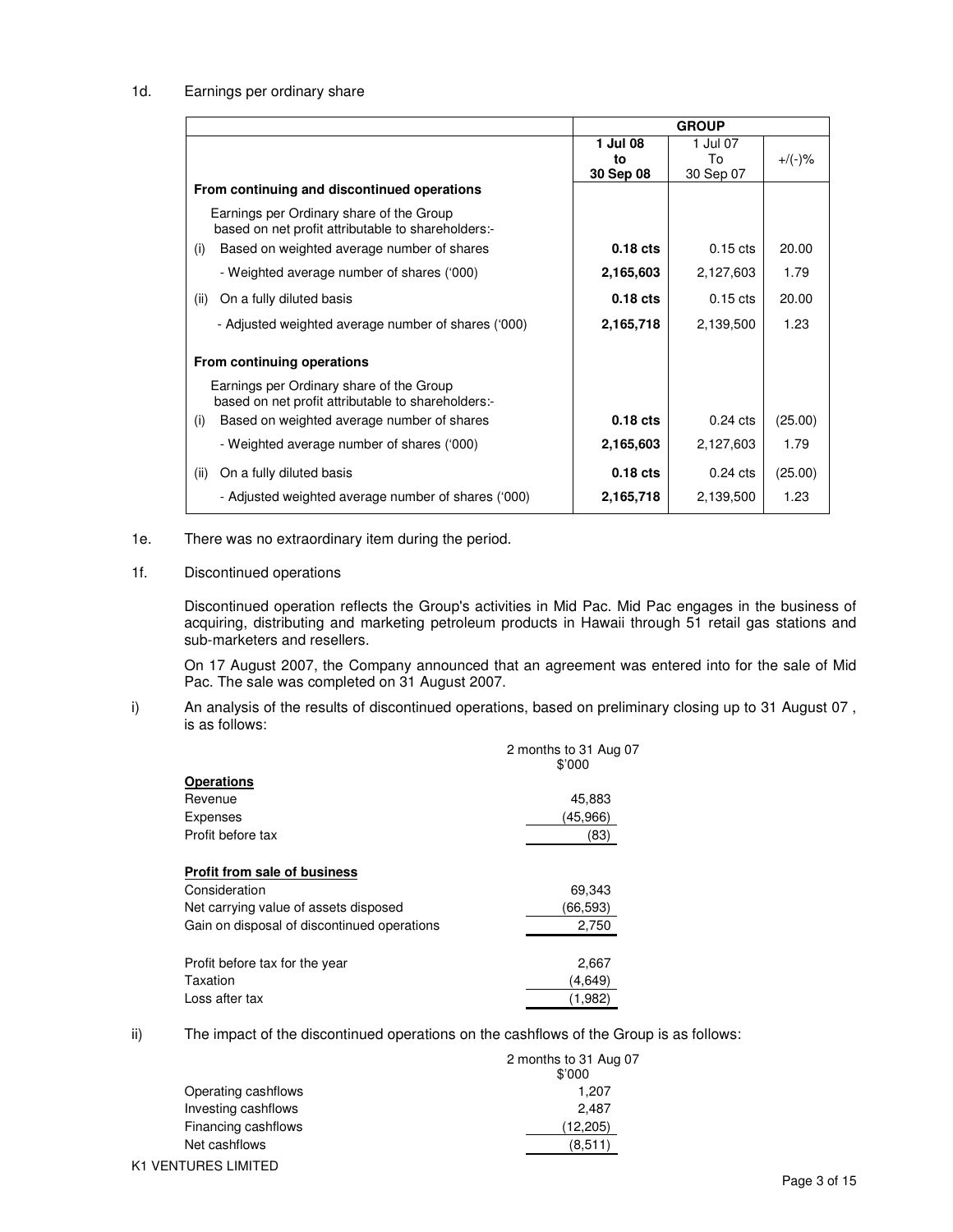1d. Earnings per ordinary share

| | GROUP | | |
|---|---|---|---|
| | **1 Jul 08 to 30 Sep 08** | 1 Jul 07 To 30 Sep 07 | +/(-)% |
| **From continuing and discontinued operations** | | | |
| Earnings per Ordinary share of the Group based on net profit attributable to shareholders:- | | | |
| (i) Based on weighted average number of shares | **0.18 cts** | 0.15 cts | 20.00 |
| - Weighted average number of shares ('000) | **2,165,603** | 2,127,603 | 1.79 |
| (ii) On a fully diluted basis | **0.18 cts** | 0.15 cts | 20.00 |
| - Adjusted weighted average number of shares ('000) | **2,165,718** | 2,139,500 | 1.23 |
| **From continuing operations** | | | |
| Earnings per Ordinary share of the Group based on net profit attributable to shareholders:- | | | |
| (i) Based on weighted average number of shares | **0.18 cts** | 0.24 cts | (25.00) |
| - Weighted average number of shares ('000) | **2,165,603** | 2,127,603 | 1.79 |
| (ii) On a fully diluted basis | **0.18 cts** | 0.24 cts | (25.00) |
| - Adjusted weighted average number of shares ('000) | **2,165,718** | 2,139,500 | 1.23 |

1e. There was no extraordinary item during the period.

1f. Discontinued operations

Discontinued operation reflects the Group's activities in Mid Pac. Mid Pac engages in the business of acquiring, distributing and marketing petroleum products in Hawaii through 51 retail gas stations and sub-marketers and resellers.

On 17 August 2007, the Company announced that an agreement was entered into for the sale of Mid Pac. The sale was completed on 31 August 2007.

i) An analysis of the results of discontinued operations, based on preliminary closing up to 31 August 07 , is as follows:

| | 2 months to 31 Aug 07 $'000 |
|---|---|
| **Operations** | |
| Revenue | 45,883 |
| Expenses | (45,966) |
| Profit before tax | (83) |
| **Profit from sale of business** | |
| Consideration | 69,343 |
| Net carrying value of assets disposed | (66,593) |
| Gain on disposal of discontinued operations | 2,750 |
| Profit before tax for the year | 2,667 |
| Taxation | (4,649) |
| Loss after tax | (1,982) |

ii) The impact of the discontinued operations on the cashflows of the Group is as follows:

| | 2 months to 31 Aug 07 $'000 |
|---|---|
| Operating cashflows | 1,207 |
| Investing cashflows | 2,487 |
| Financing cashflows | (12,205) |
| Net cashflows | (8,511) |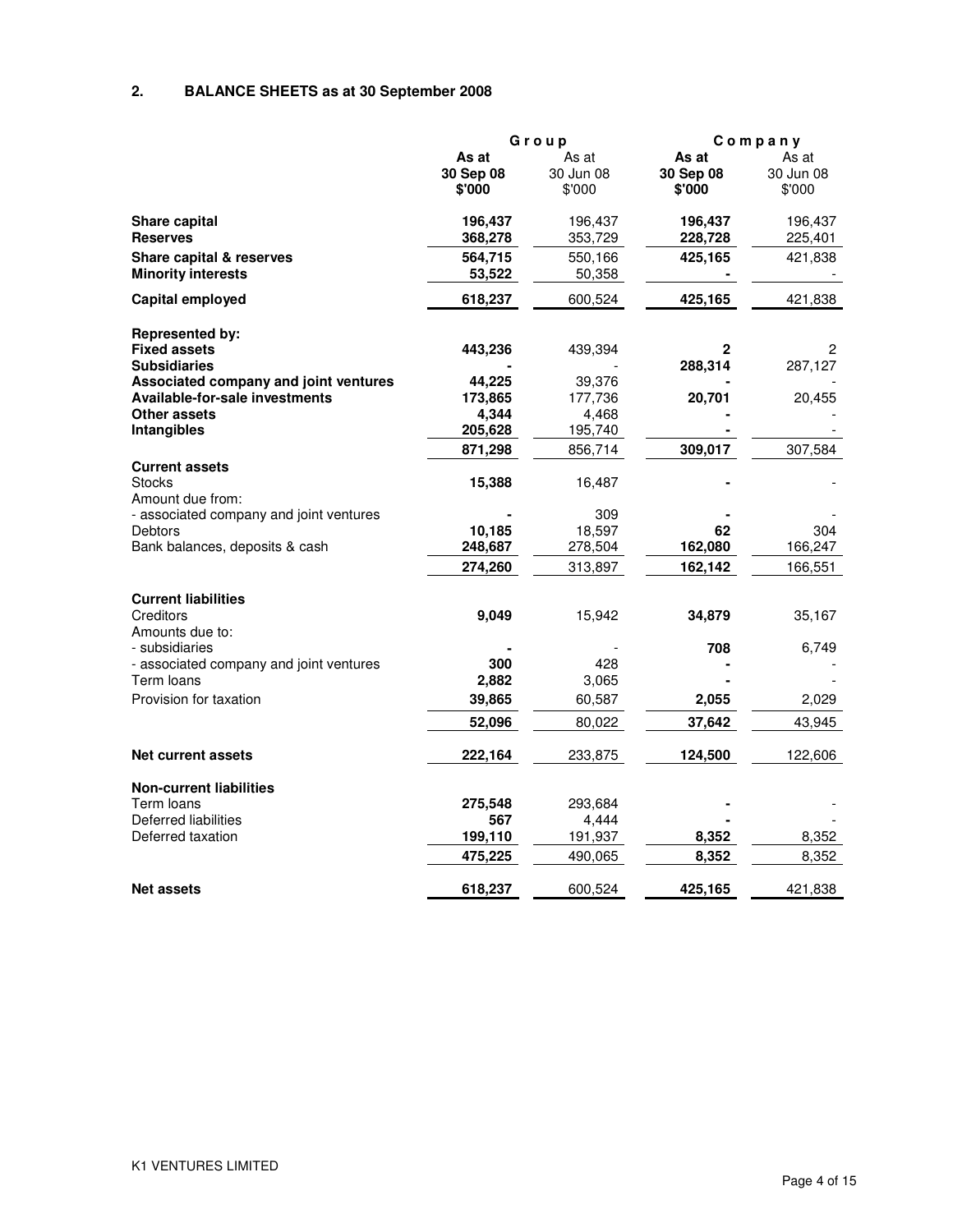## 2. BALANCE SHEETS as at 30 September 2008

| | Group | | Company | |
|---|---|---|---|---|
| | **As at 30 Sep 08 $'000** | As at 30 Jun 08 $'000 | **As at 30 Sep 08 $'000** | As at 30 Jun 08 $'000 |
| **Share capital** | **196,437** | 196,437 | **196,437** | 196,437 |
| **Reserves** | **368,278** | 353,729 | **228,728** | 225,401 |
| **Share capital & reserves** | **564,715** | 550,166 | **425,165** | 421,838 |
| **Minority interests** | **53,522** | 50,358 | **-** | - |
| **Capital employed** | **618,237** | 600,524 | **425,165** | 421,838 |
| **Represented by:** | | | | |
| **Fixed assets** | **443,236** | 439,394 | **2** | 2 |
| **Subsidiaries** | **-** | - | **288,314** | 287,127 |
| **Associated company and joint ventures** | **44,225** | 39,376 | **-** | - |
| **Available-for-sale investments** | **173,865** | 177,736 | **20,701** | 20,455 |
| **Other assets** | **4,344** | 4,468 | **-** | - |
| **Intangibles** | **205,628** | 195,740 | **-** | - |
| | **871,298** | 856,714 | **309,017** | 307,584 |
| **Current assets** | | | | |
| Stocks | **15,388** | 16,487 | **-** | - |
| Amount due from: | | | | |
| - associated company and joint ventures | **-** | 309 | **-** | - |
| Debtors | **10,185** | 18,597 | **62** | 304 |
| Bank balances, deposits & cash | **248,687** | 278,504 | **162,080** | 166,247 |
| | **274,260** | 313,897 | **162,142** | 166,551 |
| **Current liabilities** | | | | |
| Creditors | **9,049** | 15,942 | **34,879** | 35,167 |
| Amounts due to: | | | | |
| - subsidiaries | **-** | - | **708** | 6,749 |
| - associated company and joint ventures | **300** | 428 | **-** | - |
| Term loans | **2,882** | 3,065 | **-** | - |
| Provision for taxation | **39,865** | 60,587 | **2,055** | 2,029 |
| | **52,096** | 80,022 | **37,642** | 43,945 |
| **Net current assets** | **222,164** | 233,875 | **124,500** | 122,606 |
| **Non-current liabilities** | | | | |
| Term loans | **275,548** | 293,684 | **-** | - |
| Deferred liabilities | **567** | 4,444 | **-** | - |
| Deferred taxation | **199,110** | 191,937 | **8,352** | 8,352 |
| | **475,225** | 490,065 | **8,352** | 8,352 |
| **Net assets** | **618,237** | 600,524 | **425,165** | 421,838 |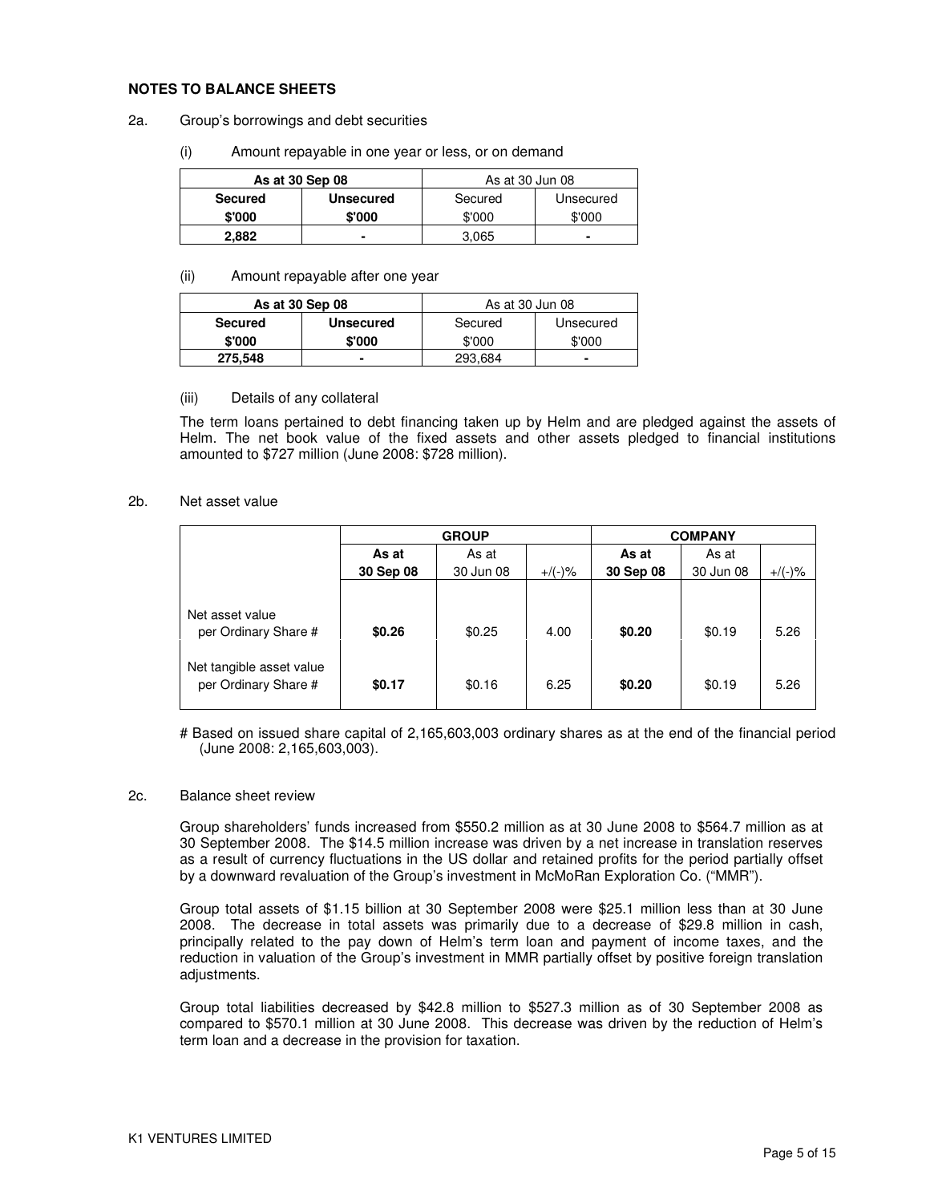**NOTES TO BALANCE SHEETS**

2a. Group's borrowings and debt securities

(i) Amount repayable in one year or less, or on demand

| **As at 30 Sep 08** | | As at 30 Jun 08 | |
|---|---|---|---|
| **Secured** | **Unsecured** | Secured | Unsecured |
| **$'000** | **$'000** | $'000 | $'000 |
| **2,882** | **-** | 3,065 | - |

(ii) Amount repayable after one year

| **As at 30 Sep 08** | | As at 30 Jun 08 | |
|---|---|---|---|
| **Secured** | **Unsecured** | Secured | Unsecured |
| **$'000** | **$'000** | $'000 | $'000 |
| **275,548** | **-** | 293,684 | - |

(iii) Details of any collateral

The term loans pertained to debt financing taken up by Helm and are pledged against the assets of Helm. The net book value of the fixed assets and other assets pledged to financial institutions amounted to $727 million (June 2008: $728 million).

2b. Net asset value

| | **GROUP** | | | **COMPANY** | | |
|---|---|---|---|---|---|---|
| | **As at 30 Sep 08** | As at 30 Jun 08 | +/(-)% | **As at 30 Sep 08** | As at 30 Jun 08 | +/(-)% |
| Net asset value per Ordinary Share # | **$0.26** | $0.25 | 4.00 | **$0.20** | $0.19 | 5.26 |
| Net tangible asset value per Ordinary Share # | **$0.17** | $0.16 | 6.25 | **$0.20** | $0.19 | 5.26 |

# Based on issued share capital of 2,165,603,003 ordinary shares as at the end of the financial period (June 2008: 2,165,603,003).

2c. Balance sheet review

Group shareholders' funds increased from $550.2 million as at 30 June 2008 to $564.7 million as at 30 September 2008. The $14.5 million increase was driven by a net increase in translation reserves as a result of currency fluctuations in the US dollar and retained profits for the period partially offset by a downward revaluation of the Group's investment in McMoRan Exploration Co. ("MMR").

Group total assets of $1.15 billion at 30 September 2008 were $25.1 million less than at 30 June 2008. The decrease in total assets was primarily due to a decrease of $29.8 million in cash, principally related to the pay down of Helm's term loan and payment of income taxes, and the reduction in valuation of the Group's investment in MMR partially offset by positive foreign translation adjustments.

Group total liabilities decreased by $42.8 million to $527.3 million as of 30 September 2008 as compared to $570.1 million at 30 June 2008. This decrease was driven by the reduction of Helm's term loan and a decrease in the provision for taxation.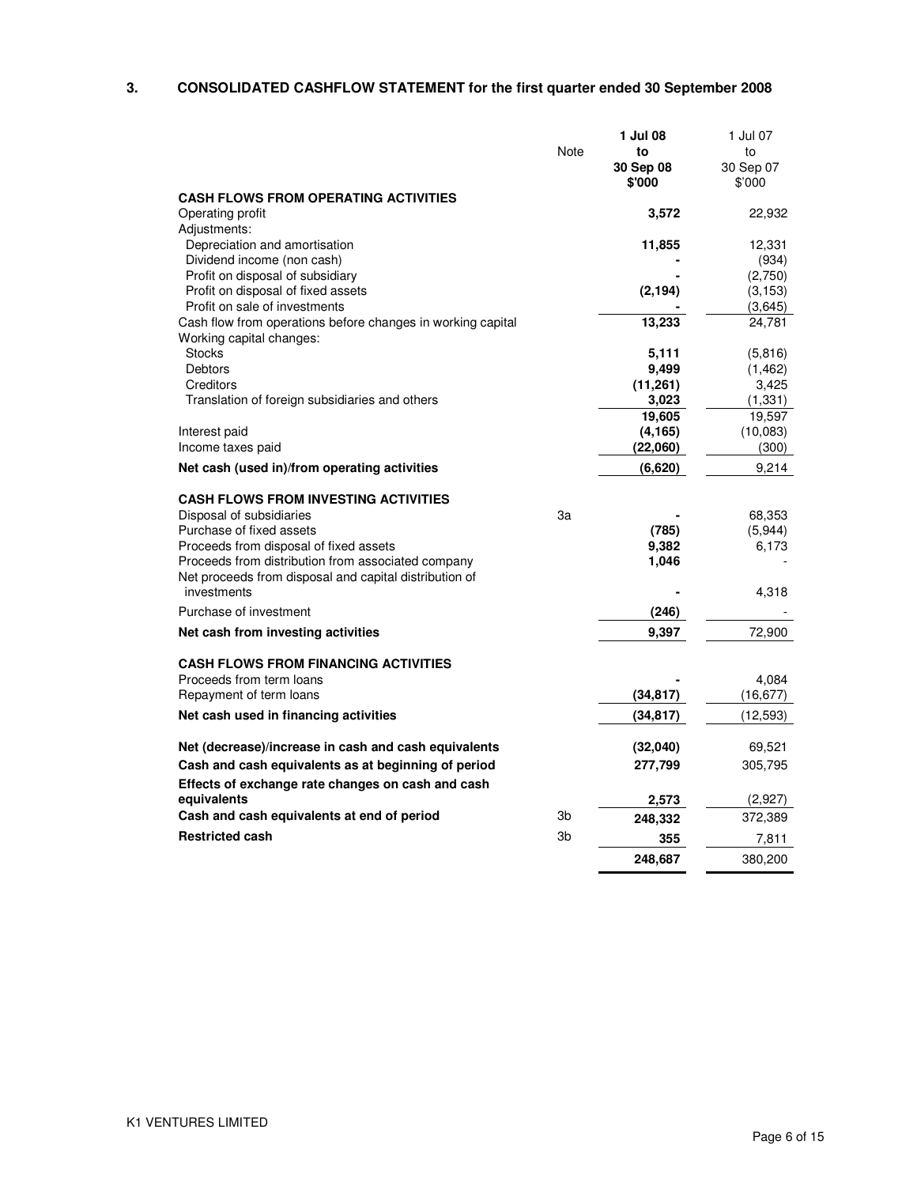### 3. CONSOLIDATED CASHFLOW STATEMENT for the first quarter ended 30 September 2008

| | Note | **1 Jul 08 to 30 Sep 08 $'000** | 1 Jul 07 to 30 Sep 07 $'000 |
|---|---|---|---|
| **CASH FLOWS FROM OPERATING ACTIVITIES** | | | |
| Operating profit | | **3,572** | 22,932 |
| Adjustments: | | | |
| Depreciation and amortisation | | **11,855** | 12,331 |
| Dividend income (non cash) | | **-** | (934) |
| Profit on disposal of subsidiary | | **-** | (2,750) |
| Profit on disposal of fixed assets | | **(2,194)** | (3,153) |
| Profit on sale of investments | | **-** | (3,645) |
| Cash flow from operations before changes in working capital | | **13,233** | 24,781 |
| Working capital changes: | | | |
| Stocks | | **5,111** | (5,816) |
| Debtors | | **9,499** | (1,462) |
| Creditors | | **(11,261)** | 3,425 |
| Translation of foreign subsidiaries and others | | **3,023** | (1,331) |
| | | **19,605** | 19,597 |
| Interest paid | | **(4,165)** | (10,083) |
| Income taxes paid | | **(22,060)** | (300) |
| **Net cash (used in)/from operating activities** | | **(6,620)** | 9,214 |
| **CASH FLOWS FROM INVESTING ACTIVITIES** | | | |
| Disposal of subsidiaries | 3a | **-** | 68,353 |
| Purchase of fixed assets | | **(785)** | (5,944) |
| Proceeds from disposal of fixed assets | | **9,382** | 6,173 |
| Proceeds from distribution from associated company | | **1,046** | - |
| Net proceeds from disposal and capital distribution of investments | | **-** | 4,318 |
| Purchase of investment | | **(246)** | - |
| **Net cash from investing activities** | | **9,397** | 72,900 |
| **CASH FLOWS FROM FINANCING ACTIVITIES** | | | |
| Proceeds from term loans | | **-** | 4,084 |
| Repayment of term loans | | **(34,817)** | (16,677) |
| **Net cash used in financing activities** | | **(34,817)** | (12,593) |
| **Net (decrease)/increase in cash and cash equivalents** | | **(32,040)** | 69,521 |
| **Cash and cash equivalents as at beginning of period** | | **277,799** | 305,795 |
| **Effects of exchange rate changes on cash and cash equivalents** | | **2,573** | (2,927) |
| **Cash and cash equivalents at end of period** | 3b | **248,332** | 372,389 |
| **Restricted cash** | 3b | **355** | 7,811 |
| | | **248,687** | 380,200 |

K1 VENTURES LIMITED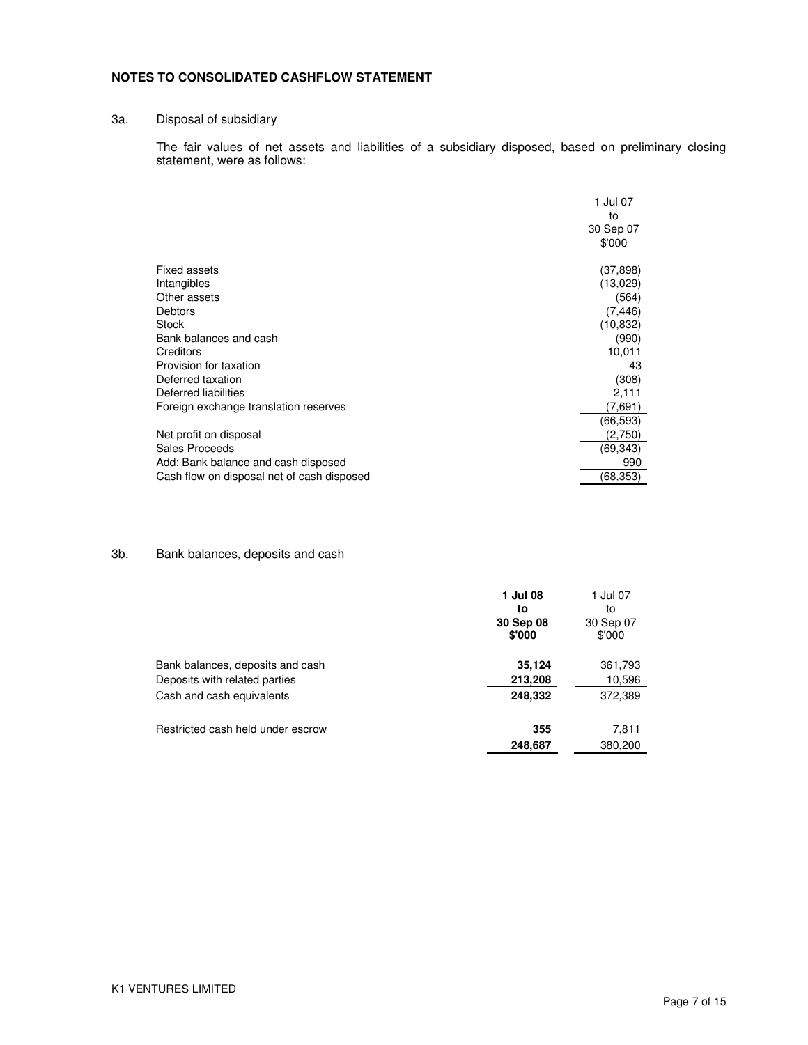## NOTES TO CONSOLIDATED CASHFLOW STATEMENT

### 3a. Disposal of subsidiary

The fair values of net assets and liabilities of a subsidiary disposed, based on preliminary closing statement, were as follows:

| | 1 Jul 07 to 30 Sep 07 $'000 |
|---|---|
| Fixed assets | (37,898) |
| Intangibles | (13,029) |
| Other assets | (564) |
| Debtors | (7,446) |
| Stock | (10,832) |
| Bank balances and cash | (990) |
| Creditors | 10,011 |
| Provision for taxation | 43 |
| Deferred taxation | (308) |
| Deferred liabilities | 2,111 |
| Foreign exchange translation reserves | (7,691) |
| | (66,593) |
| Net profit on disposal | (2,750) |
| Sales Proceeds | (69,343) |
| Add: Bank balance and cash disposed | 990 |
| Cash flow on disposal net of cash disposed | (68,353) |

### 3b. Bank balances, deposits and cash

| | **1 Jul 08 to 30 Sep 08 $'000** | 1 Jul 07 to 30 Sep 07 $'000 |
|---|---|---|
| Bank balances, deposits and cash | **35,124** | 361,793 |
| Deposits with related parties | **213,208** | 10,596 |
| Cash and cash equivalents | **248,332** | 372,389 |
| | | |
| Restricted cash held under escrow | **355** | 7,811 |
| | **248,687** | 380,200 |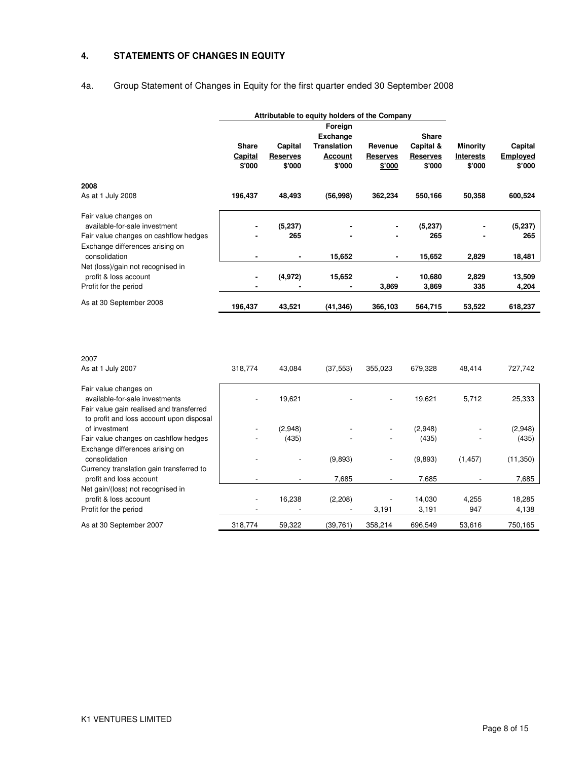## 4. STATEMENTS OF CHANGES IN EQUITY

4a. Group Statement of Changes in Equity for the first quarter ended 30 September 2008

| | Attributable to equity holders of the Company | | | | | | |
|---|---|---|---|---|---|---|---|
| | Share Capital $'000 | Capital Reserves $'000 | Foreign Exchange Translation Account $'000 | Revenue Reserves $'000 | Share Capital & Reserves $'000 | Minority Interests $'000 | Capital Employed $'000 |
| **2008** | | | | | | | |
| As at 1 July 2008 | **196,437** | **48,493** | **(56,998)** | **362,234** | **550,166** | **50,358** | **600,524** |
| Fair value changes on available-for-sale investment | **-** | **(5,237)** | **-** | **-** | **(5,237)** | **-** | **(5,237)** |
| Fair value changes on cashflow hedges | **-** | **265** | **-** | **-** | **265** | **-** | **265** |
| Exchange differences arising on consolidation | **-** | **-** | **15,652** | **-** | **15,652** | **2,829** | **18,481** |
| Net (loss)/gain not recognised in profit & loss account | **-** | **(4,972)** | **15,652** | **-** | **10,680** | **2,829** | **13,509** |
| Profit for the period | **-** | **-** | **-** | **3,869** | **3,869** | **335** | **4,204** |
| As at 30 September 2008 | **196,437** | **43,521** | **(41,346)** | **366,103** | **564,715** | **53,522** | **618,237** |
| 2007 | | | | | | | |
| As at 1 July 2007 | 318,774 | 43,084 | (37,553) | 355,023 | 679,328 | 48,414 | 727,742 |
| Fair value changes on available-for-sale investments | - | 19,621 | - | - | 19,621 | 5,712 | 25,333 |
| Fair value gain realised and transferred to profit and loss account upon disposal of investment | - | (2,948) | - | - | (2,948) | - | (2,948) |
| Fair value changes on cashflow hedges | - | (435) | - | - | (435) | - | (435) |
| Exchange differences arising on consolidation | - | - | (9,893) | - | (9,893) | (1,457) | (11,350) |
| Currency translation gain transferred to profit and loss account | - | - | 7,685 | - | 7,685 | - | 7,685 |
| Net gain/(loss) not recognised in profit & loss account | - | 16,238 | (2,208) | - | 14,030 | 4,255 | 18,285 |
| Profit for the period | - | - | - | 3,191 | 3,191 | 947 | 4,138 |
| As at 30 September 2007 | 318,774 | 59,322 | (39,761) | 358,214 | 696,549 | 53,616 | 750,165 |

K1 VENTURES LIMITED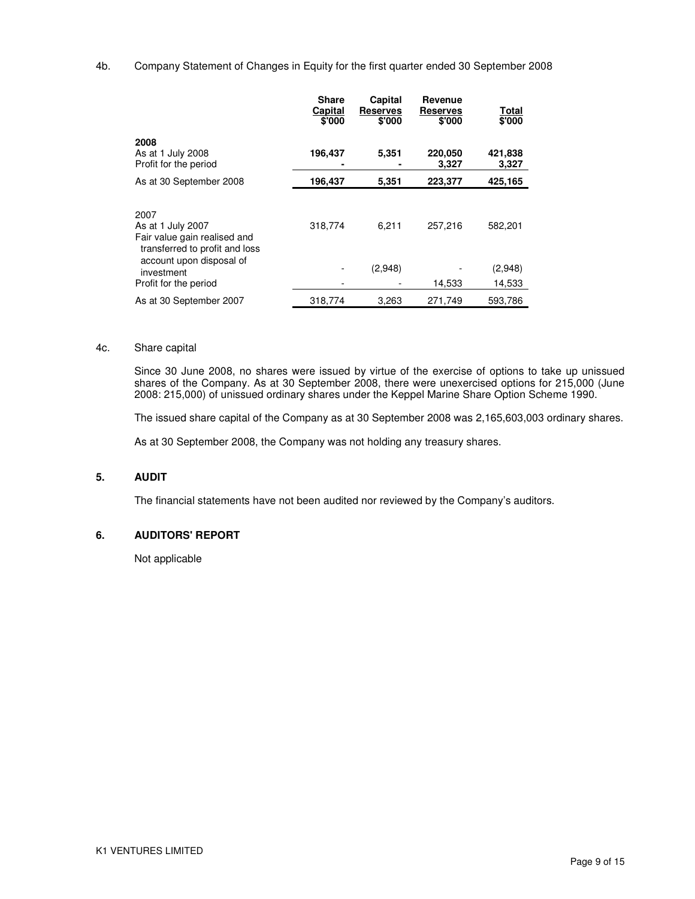4b. Company Statement of Changes in Equity for the first quarter ended 30 September 2008

| | Share Capital $'000 | Capital Reserves $'000 | Revenue Reserves $'000 | Total $'000 |
|---|---|---|---|---|
| **2008** | | | | |
| As at 1 July 2008 | **196,437** | **5,351** | **220,050** | **421,838** |
| Profit for the period | **-** | **-** | **3,327** | **3,327** |
| As at 30 September 2008 | **196,437** | **5,351** | **223,377** | **425,165** |
| | | | | |
| 2007 | | | | |
| As at 1 July 2007 | 318,774 | 6,211 | 257,216 | 582,201 |
| Fair value gain realised and transferred to profit and loss account upon disposal of investment | - | (2,948) | - | (2,948) |
| Profit for the period | - | - | 14,533 | 14,533 |
| As at 30 September 2007 | 318,774 | 3,263 | 271,749 | 593,786 |

4c. Share capital

Since 30 June 2008, no shares were issued by virtue of the exercise of options to take up unissued shares of the Company. As at 30 September 2008, there were unexercised options for 215,000 (June 2008: 215,000) of unissued ordinary shares under the Keppel Marine Share Option Scheme 1990.

The issued share capital of the Company as at 30 September 2008 was 2,165,603,003 ordinary shares.

As at 30 September 2008, the Company was not holding any treasury shares.

## 5. AUDIT

The financial statements have not been audited nor reviewed by the Company's auditors.

## 6. AUDITORS' REPORT

Not applicable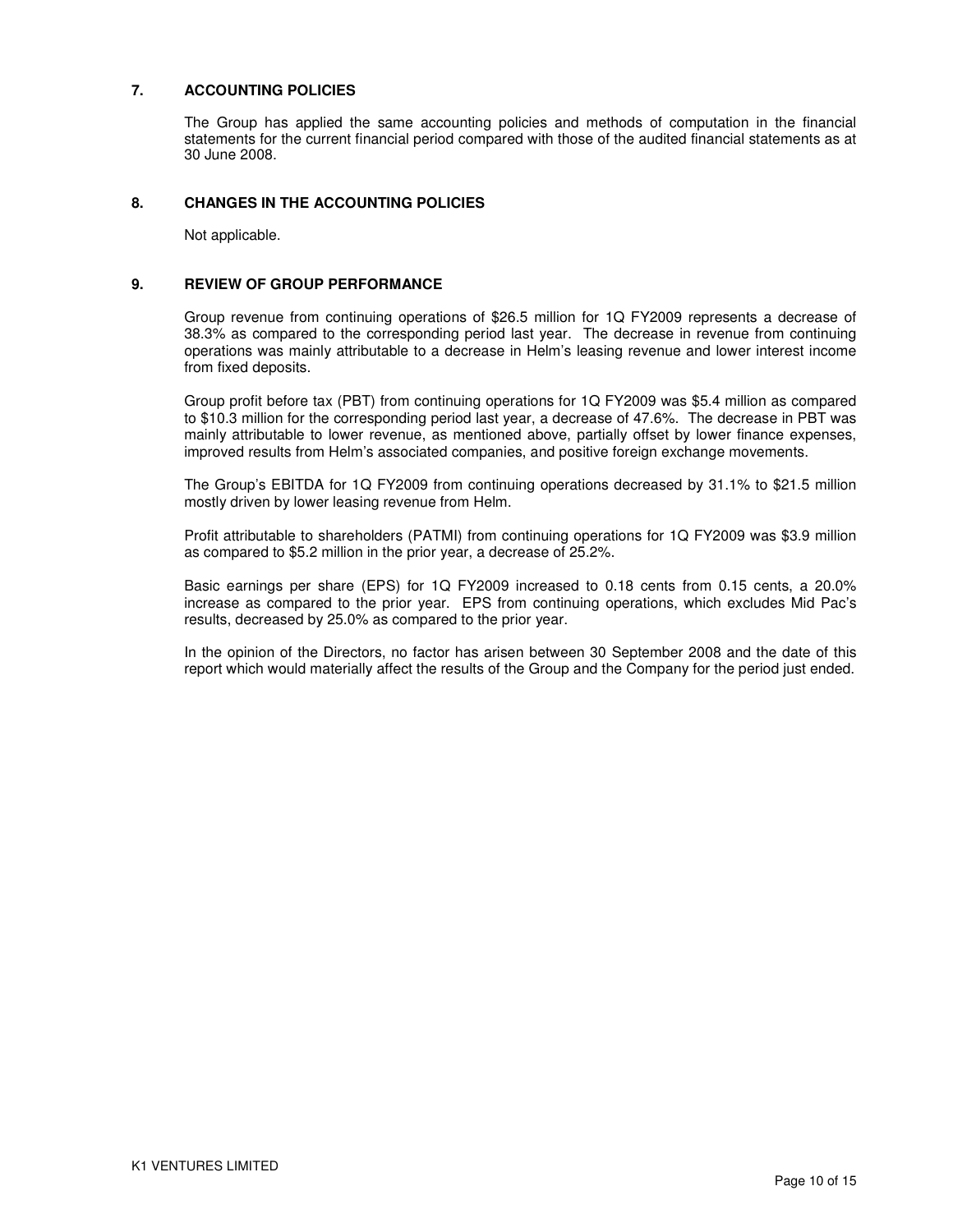## 7. ACCOUNTING POLICIES

The Group has applied the same accounting policies and methods of computation in the financial statements for the current financial period compared with those of the audited financial statements as at 30 June 2008.

## 8. CHANGES IN THE ACCOUNTING POLICIES

Not applicable.

## 9. REVIEW OF GROUP PERFORMANCE

Group revenue from continuing operations of $26.5 million for 1Q FY2009 represents a decrease of 38.3% as compared to the corresponding period last year. The decrease in revenue from continuing operations was mainly attributable to a decrease in Helm's leasing revenue and lower interest income from fixed deposits.

Group profit before tax (PBT) from continuing operations for 1Q FY2009 was $5.4 million as compared to $10.3 million for the corresponding period last year, a decrease of 47.6%. The decrease in PBT was mainly attributable to lower revenue, as mentioned above, partially offset by lower finance expenses, improved results from Helm's associated companies, and positive foreign exchange movements.

The Group's EBITDA for 1Q FY2009 from continuing operations decreased by 31.1% to $21.5 million mostly driven by lower leasing revenue from Helm.

Profit attributable to shareholders (PATMI) from continuing operations for 1Q FY2009 was $3.9 million as compared to $5.2 million in the prior year, a decrease of 25.2%.

Basic earnings per share (EPS) for 1Q FY2009 increased to 0.18 cents from 0.15 cents, a 20.0% increase as compared to the prior year. EPS from continuing operations, which excludes Mid Pac's results, decreased by 25.0% as compared to the prior year.

In the opinion of the Directors, no factor has arisen between 30 September 2008 and the date of this report which would materially affect the results of the Group and the Company for the period just ended.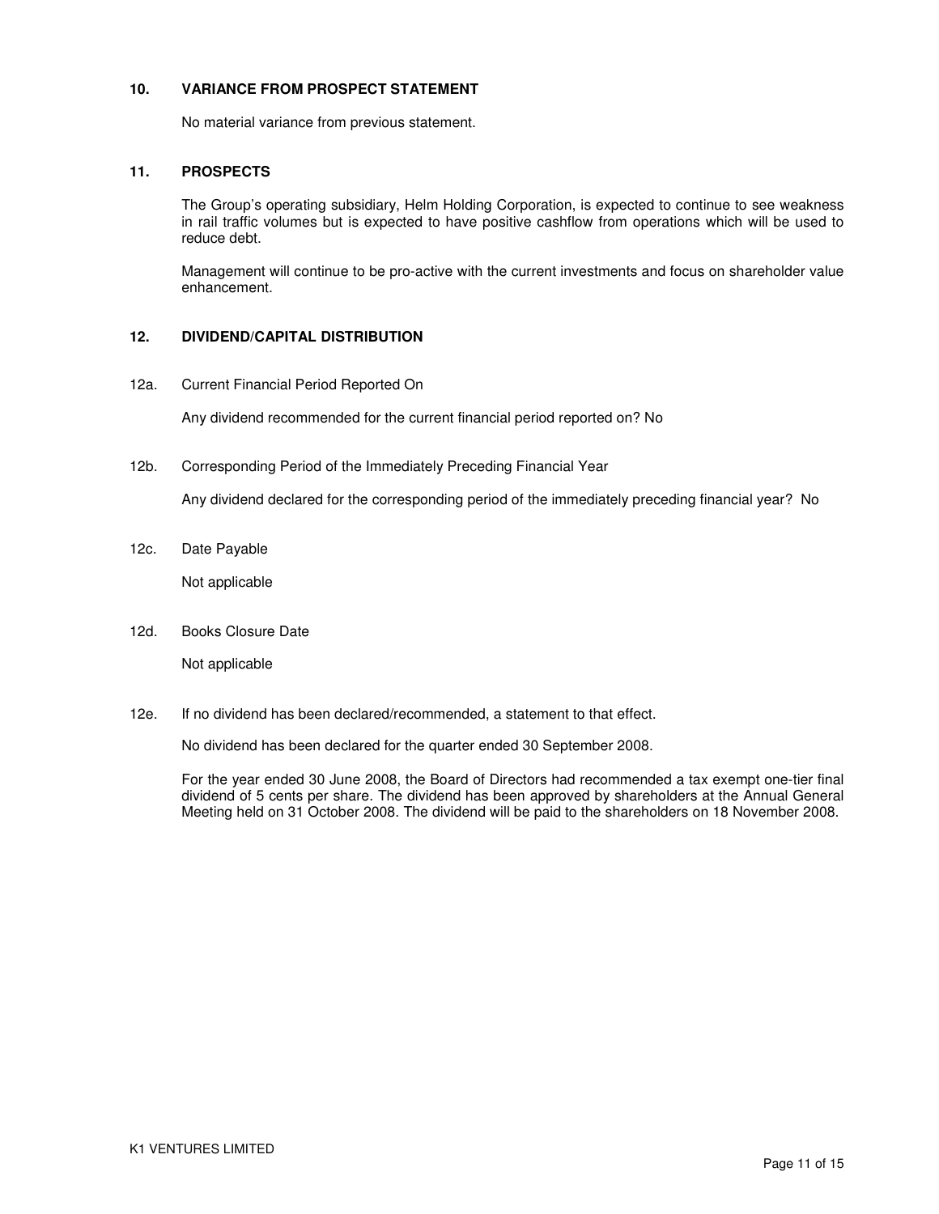## 10. VARIANCE FROM PROSPECT STATEMENT

No material variance from previous statement.

## 11. PROSPECTS

The Group's operating subsidiary, Helm Holding Corporation, is expected to continue to see weakness in rail traffic volumes but is expected to have positive cashflow from operations which will be used to reduce debt.

Management will continue to be pro-active with the current investments and focus on shareholder value enhancement.

## 12. DIVIDEND/CAPITAL DISTRIBUTION

12a. Current Financial Period Reported On

Any dividend recommended for the current financial period reported on? No

12b. Corresponding Period of the Immediately Preceding Financial Year

Any dividend declared for the corresponding period of the immediately preceding financial year? No

12c. Date Payable

Not applicable

12d. Books Closure Date

Not applicable

12e. If no dividend has been declared/recommended, a statement to that effect.

No dividend has been declared for the quarter ended 30 September 2008.

For the year ended 30 June 2008, the Board of Directors had recommended a tax exempt one-tier final dividend of 5 cents per share. The dividend has been approved by shareholders at the Annual General Meeting held on 31 October 2008. The dividend will be paid to the shareholders on 18 November 2008.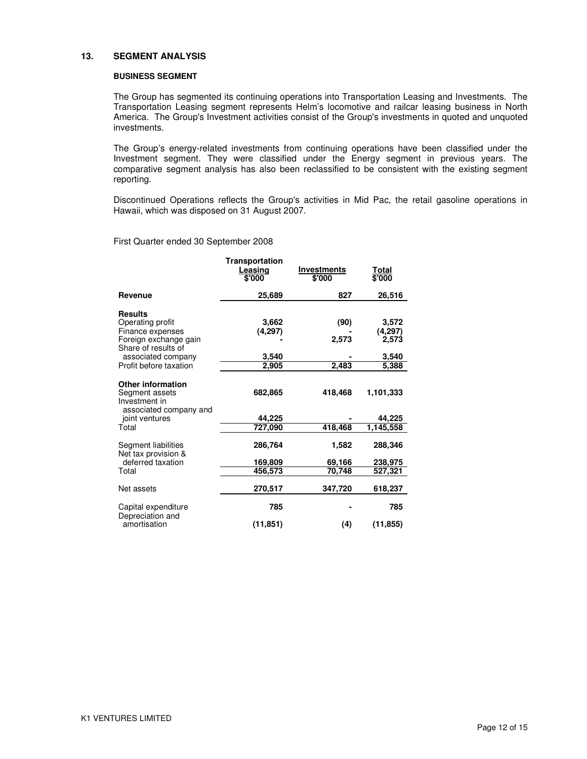## 13. SEGMENT ANALYSIS

### BUSINESS SEGMENT

The Group has segmented its continuing operations into Transportation Leasing and Investments. The Transportation Leasing segment represents Helm's locomotive and railcar leasing business in North America. The Group's Investment activities consist of the Group's investments in quoted and unquoted investments.

The Group's energy-related investments from continuing operations have been classified under the Investment segment. They were classified under the Energy segment in previous years. The comparative segment analysis has also been reclassified to be consistent with the existing segment reporting.

Discontinued Operations reflects the Group's activities in Mid Pac, the retail gasoline operations in Hawaii, which was disposed on 31 August 2007.

First Quarter ended 30 September 2008

| | Transportation Leasing $'000 | Investments $'000 | Total $'000 |
|---|---|---|---|
| **Revenue** | 25,689 | 827 | 26,516 |
| **Results** | | | |
| Operating profit | 3,662 | (90) | 3,572 |
| Finance expenses | (4,297) | - | (4,297) |
| Foreign exchange gain | - | 2,573 | 2,573 |
| Share of results of associated company | 3,540 | - | 3,540 |
| Profit before taxation | 2,905 | 2,483 | 5,388 |
| **Other information** | | | |
| Segment assets | 682,865 | 418,468 | 1,101,333 |
| Investment in associated company and joint ventures | 44,225 | - | 44,225 |
| Total | 727,090 | 418,468 | 1,145,558 |
| Segment liabilities | 286,764 | 1,582 | 288,346 |
| Net tax provision & deferred taxation | 169,809 | 69,166 | 238,975 |
| Total | 456,573 | 70,748 | 527,321 |
| Net assets | 270,517 | 347,720 | 618,237 |
| Capital expenditure | 785 | - | 785 |
| Depreciation and amortisation | (11,851) | (4) | (11,855) |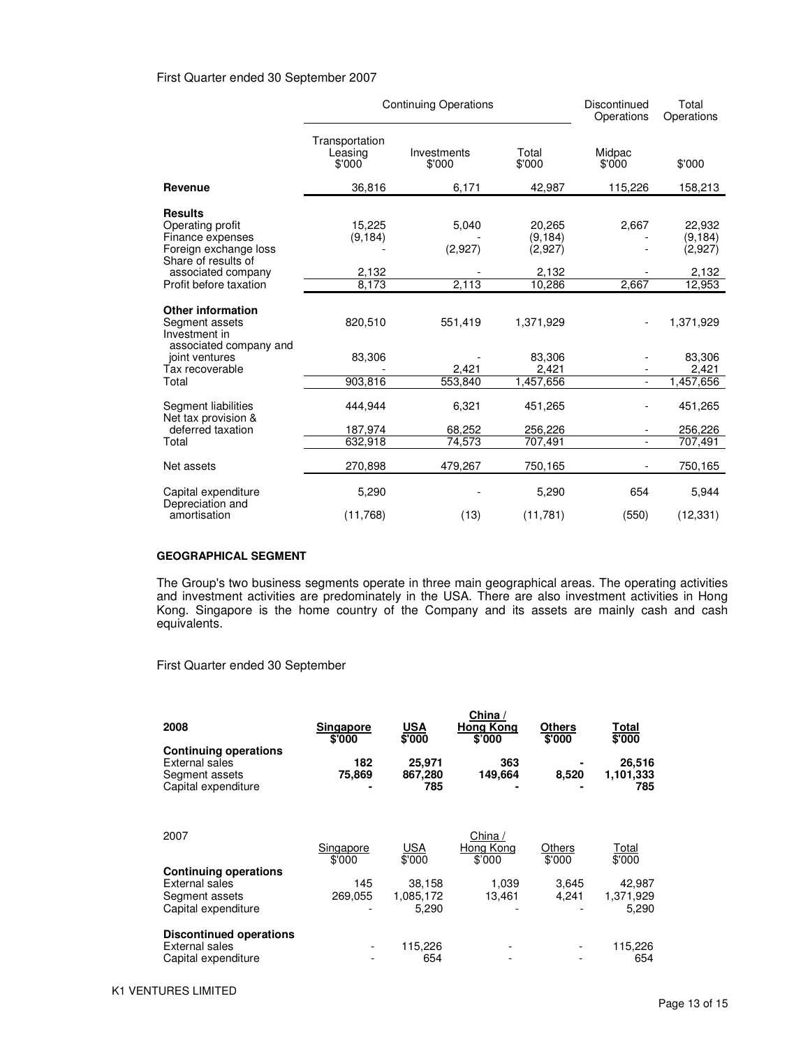First Quarter ended 30 September 2007

| | Continuing Operations | | | Discontinued Operations | Total Operations |
|---|---|---|---|---|---|
| | Transportation Leasing $'000 | Investments $'000 | Total $'000 | Midpac $'000 | $'000 |
| **Revenue** | 36,816 | 6,171 | 42,987 | 115,226 | 158,213 |
| **Results** | | | | | |
| Operating profit | 15,225 | 5,040 | 20,265 | 2,667 | 22,932 |
| Finance expenses | (9,184) | - | (9,184) | - | (9,184) |
| Foreign exchange loss | - | (2,927) | (2,927) | - | (2,927) |
| Share of results of associated company | 2,132 | - | 2,132 | - | 2,132 |
| Profit before taxation | 8,173 | 2,113 | 10,286 | 2,667 | 12,953 |
| **Other information** | | | | | |
| Segment assets | 820,510 | 551,419 | 1,371,929 | - | 1,371,929 |
| Investment in associated company and joint ventures | 83,306 | - | 83,306 | - | 83,306 |
| Tax recoverable | - | 2,421 | 2,421 | - | 2,421 |
| Total | 903,816 | 553,840 | 1,457,656 | - | 1,457,656 |
| Segment liabilities | 444,944 | 6,321 | 451,265 | - | 451,265 |
| Net tax provision & deferred taxation | 187,974 | 68,252 | 256,226 | - | 256,226 |
| Total | 632,918 | 74,573 | 707,491 | - | 707,491 |
| Net assets | 270,898 | 479,267 | 750,165 | - | 750,165 |
| Capital expenditure | 5,290 | - | 5,290 | 654 | 5,944 |
| Depreciation and amortisation | (11,768) | (13) | (11,781) | (550) | (12,331) |

**GEOGRAPHICAL SEGMENT**

The Group's two business segments operate in three main geographical areas. The operating activities and investment activities are predominately in the USA. There are also investment activities in Hong Kong. Singapore is the home country of the Company and its assets are mainly cash and cash equivalents.

First Quarter ended 30 September

| **2008** | **Singapore $'000** | **USA $'000** | **China / Hong Kong $'000** | **Others $'000** | **Total $'000** |
|---|---|---|---|---|---|
| **Continuing operations** | | | | | |
| External sales | **182** | **25,971** | **363** | **-** | **26,516** |
| Segment assets | **75,869** | **867,280** | **149,664** | **8,520** | **1,101,333** |
| Capital expenditure | **-** | **785** | **-** | **-** | **785** |

| 2007 | Singapore $'000 | USA $'000 | China / Hong Kong $'000 | Others $'000 | Total $'000 |
|---|---|---|---|---|---|
| **Continuing operations** | | | | | |
| External sales | 145 | 38,158 | 1,039 | 3,645 | 42,987 |
| Segment assets | 269,055 | 1,085,172 | 13,461 | 4,241 | 1,371,929 |
| Capital expenditure | - | 5,290 | - | - | 5,290 |
| **Discontinued operations** | | | | | |
| External sales | - | 115,226 | - | - | 115,226 |
| Capital expenditure | - | 654 | - | - | 654 |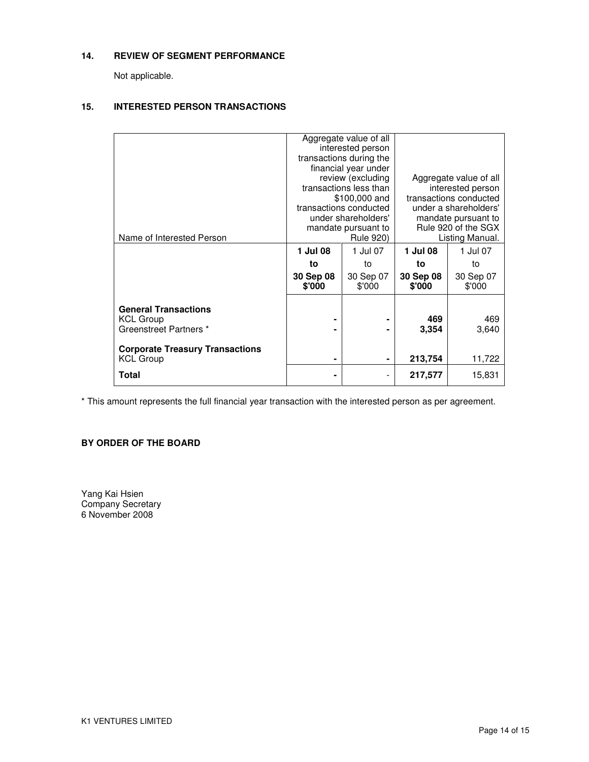### 14. REVIEW OF SEGMENT PERFORMANCE

Not applicable.

### 15. INTERESTED PERSON TRANSACTIONS

| Name of Interested Person | Aggregate value of all interested person transactions during the financial year under review (excluding transactions less than $100,000 and transactions conducted under shareholders' mandate pursuant to Rule 920) | | Aggregate value of all interested person transactions conducted under a shareholders' mandate pursuant to Rule 920 of the SGX Listing Manual. | |
|---|---|---|---|---|
| | **1 Jul 08 to 30 Sep 08 $'000** | 1 Jul 07 to 30 Sep 07 $'000 | **1 Jul 08 to 30 Sep 08 $'000** | 1 Jul 07 to 30 Sep 07 $'000 |
| **General Transactions** | | | | |
| KCL Group | **-** | **-** | **469** | 469 |
| Greenstreet Partners * | **-** | **-** | **3,354** | 3,640 |
| **Corporate Treasury Transactions** | | | | |
| KCL Group | **-** | **-** | **213,754** | 11,722 |
| **Total** | **-** | - | **217,577** | 15,831 |

* This amount represents the full financial year transaction with the interested person as per agreement.

**BY ORDER OF THE BOARD**

Yang Kai Hsien
Company Secretary
6 November 2008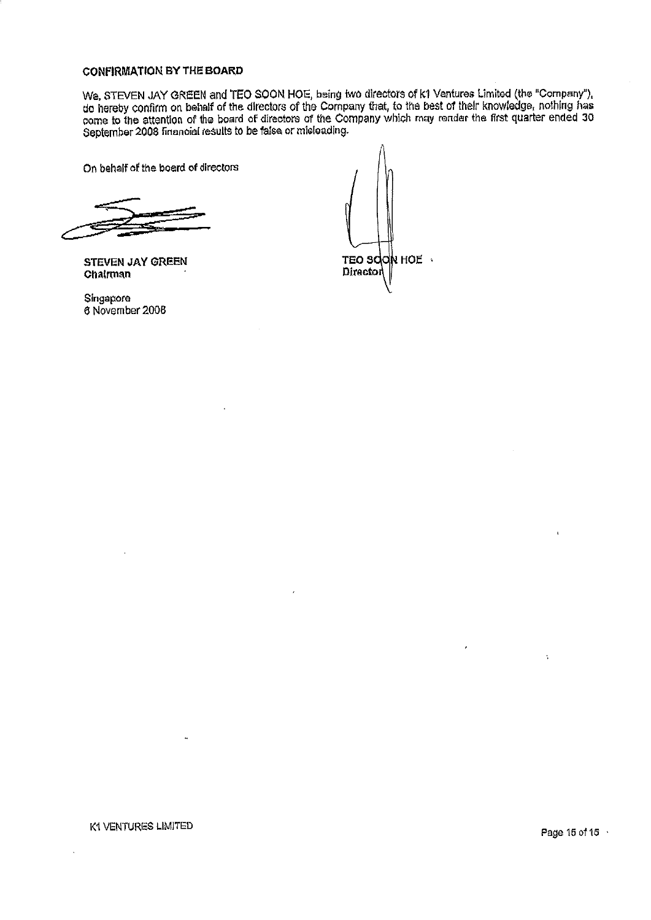**CONFIRMATION BY THE BOARD**

We, STEVEN JAY GREEN and TEO SOON HOE, being two directors of K1 Ventures Limited (the "Company"), do hereby confirm on behalf of the directors of the Company that, to the best of their knowledge, nothing has come to the attention of the board of directors of the Company which may render the first quarter ended 30 September 2008 financial results to be false or misleading.

On behalf of the board of directors

**STEVEN JAY GREEN**
**Chairman**

**TEO SOON HOE**
**Director**

Singapore
6 November 2008

K1 VENTURES LIMITED